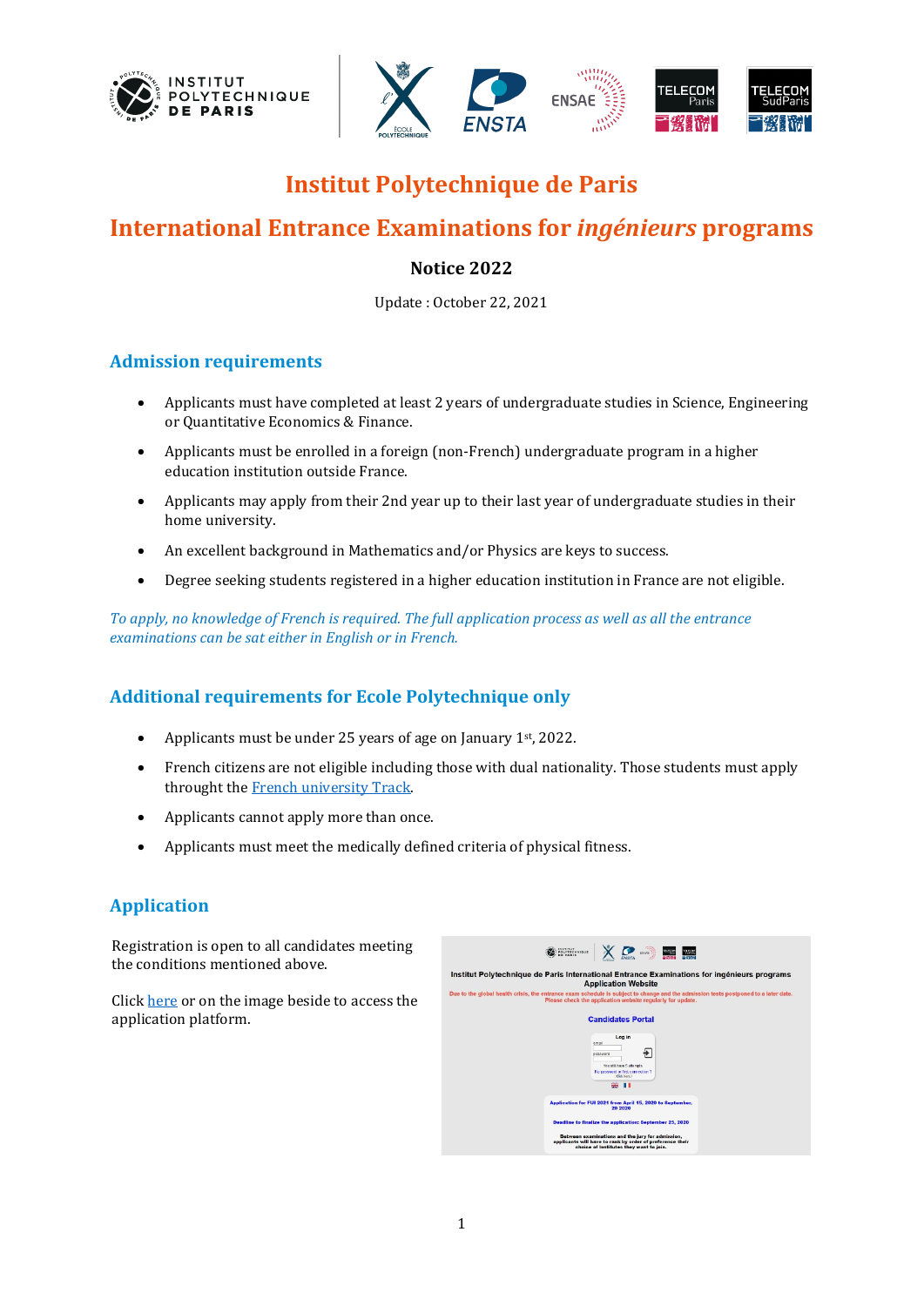# Institut Polytechnique de Paris

# International Entrance Examinations for *ingénieurs* programs

**Notice 2022**

Update : October 22, 2021

## Admission requirements

- Applicants must have completed at least 2 years of undergraduate studies in Science, Engineering or Quantitative Economics & Finance.
- Applicants must be enrolled in a foreign (non-French) undergraduate program in a higher education institution outside France.
- Applicants may apply from their 2nd year up to their last year of undergraduate studies in their home university.
- An excellent background in Mathematics and/or Physics are keys to success.
- Degree seeking students registered in a higher education institution in France are not eligible.

*To apply, no knowledge of French is required. The full application process as well as all the entrance examinations can be sat either in English or in French.*

## Additional requirements for Ecole Polytechnique only

- Applicants must be under 25 years of age on January 1st, 2022.
- French citizens are not eligible including those with dual nationality. Those students must apply throught the French university Track.
- Applicants cannot apply more than once.
- Applicants must meet the medically defined criteria of physical fitness.

## Application

Registration is open to all candidates meeting the conditions mentioned above.

Click here or on the image beside to access the application platform.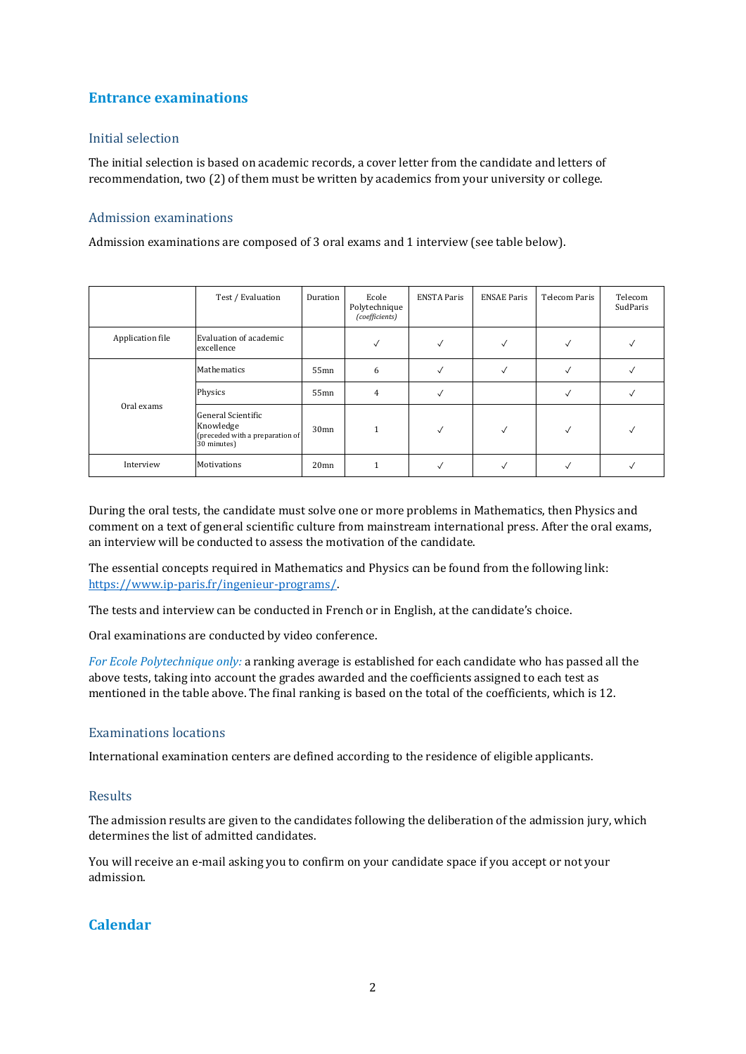## Entrance examinations

### Initial selection

The initial selection is based on academic records, a cover letter from the candidate and letters of recommendation, two (2) of them must be written by academics from your university or college.

### Admission examinations

Admission examinations are composed of 3 oral exams and 1 interview (see table below).

| | Test / Evaluation | Duration | Ecole Polytechnique *(coefficients)* | ENSTA Paris | ENSAE Paris | Telecom Paris | Telecom SudParis |
|---|---|---|---|---|---|---|---|
| Application file | Evaluation of academic excellence | | ✓ | ✓ | ✓ | ✓ | ✓ |
| Oral exams | Mathematics | 55mn | 6 | ✓ | ✓ | ✓ | ✓ |
| | Physics | 55mn | 4 | ✓ | | ✓ | ✓ |
| | General Scientific Knowledge (preceded with a preparation of 30 minutes) | 30mn | 1 | ✓ | ✓ | ✓ | ✓ |
| Interview | Motivations | 20mn | 1 | ✓ | ✓ | ✓ | ✓ |

During the oral tests, the candidate must solve one or more problems in Mathematics, then Physics and comment on a text of general scientific culture from mainstream international press. After the oral exams, an interview will be conducted to assess the motivation of the candidate.

The essential concepts required in Mathematics and Physics can be found from the following link: https://www.ip-paris.fr/ingenieur-programs/.

The tests and interview can be conducted in French or in English, at the candidate's choice.

Oral examinations are conducted by video conference.

*For Ecole Polytechnique only:* a ranking average is established for each candidate who has passed all the above tests, taking into account the grades awarded and the coefficients assigned to each test as mentioned in the table above. The final ranking is based on the total of the coefficients, which is 12.

### Examinations locations

International examination centers are defined according to the residence of eligible applicants.

### Results

The admission results are given to the candidates following the deliberation of the admission jury, which determines the list of admitted candidates.

You will receive an e-mail asking you to confirm on your candidate space if you accept or not your admission.

## Calendar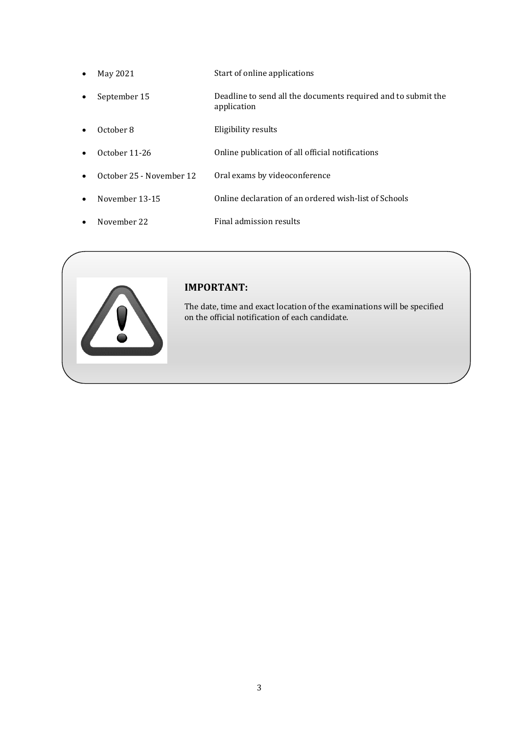- May 2021 — Start of online applications
- September 15 — Deadline to send all the documents required and to submit the application
- October 8 — Eligibility results
- October 11-26 — Online publication of all official notifications
- October 25 - November 12 — Oral exams by videoconference
- November 13-15 — Online declaration of an ordered wish-list of Schools
- November 22 — Final admission results

**IMPORTANT:**

The date, time and exact location of the examinations will be specified on the official notification of each candidate.